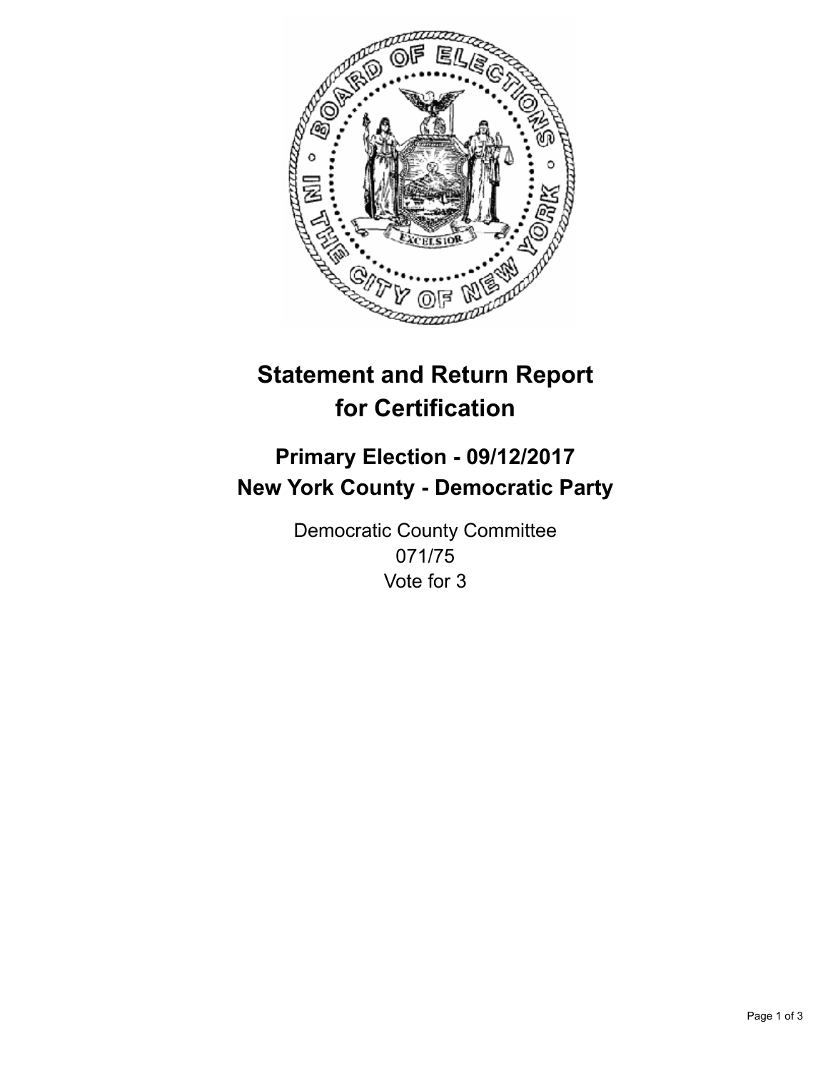# Statement and Return Report for Certification

## Primary Election - 09/12/2017
## New York County - Democratic Party

Democratic County Committee
071/75
Vote for 3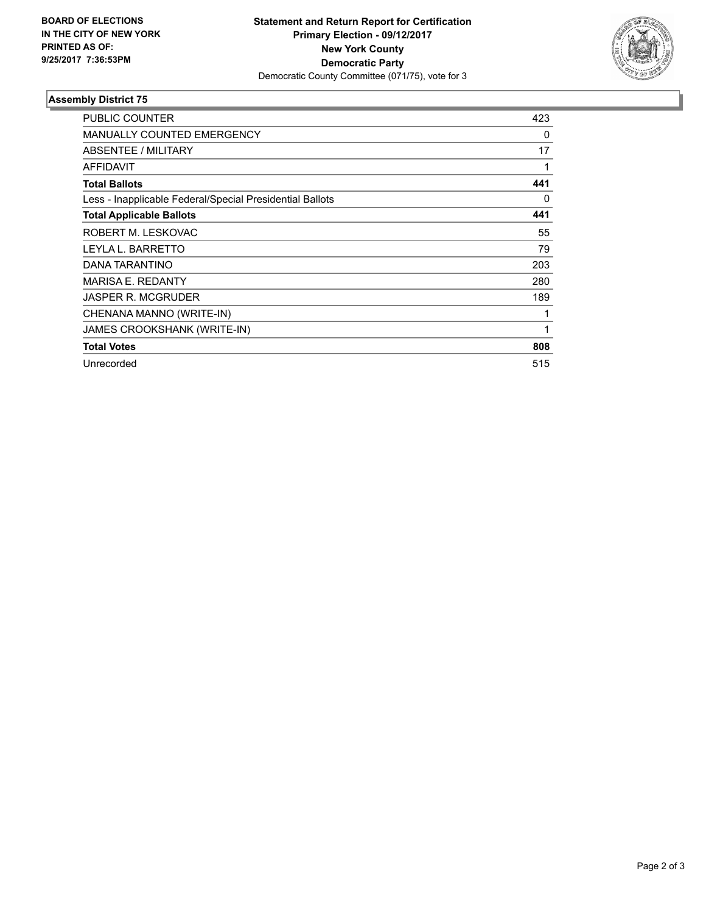BOARD OF ELECTIONS
IN THE CITY OF NEW YORK
PRINTED AS OF:
9/25/2017 7:36:53PM

**Statement and Return Report for Certification**
**Primary Election - 09/12/2017**
**New York County**
**Democratic Party**
Democratic County Committee (071/75), vote for 3

### Assembly District 75

| | |
|---|---|
| PUBLIC COUNTER | 423 |
| MANUALLY COUNTED EMERGENCY | 0 |
| ABSENTEE / MILITARY | 17 |
| AFFIDAVIT | 1 |
| **Total Ballots** | **441** |
| Less - Inapplicable Federal/Special Presidential Ballots | 0 |
| **Total Applicable Ballots** | **441** |
| ROBERT M. LESKOVAC | 55 |
| LEYLA L. BARRETTO | 79 |
| DANA TARANTINO | 203 |
| MARISA E. REDANTY | 280 |
| JASPER R. MCGRUDER | 189 |
| CHENANA MANNO (WRITE-IN) | 1 |
| JAMES CROOKSHANK (WRITE-IN) | 1 |
| **Total Votes** | **808** |
| Unrecorded | 515 |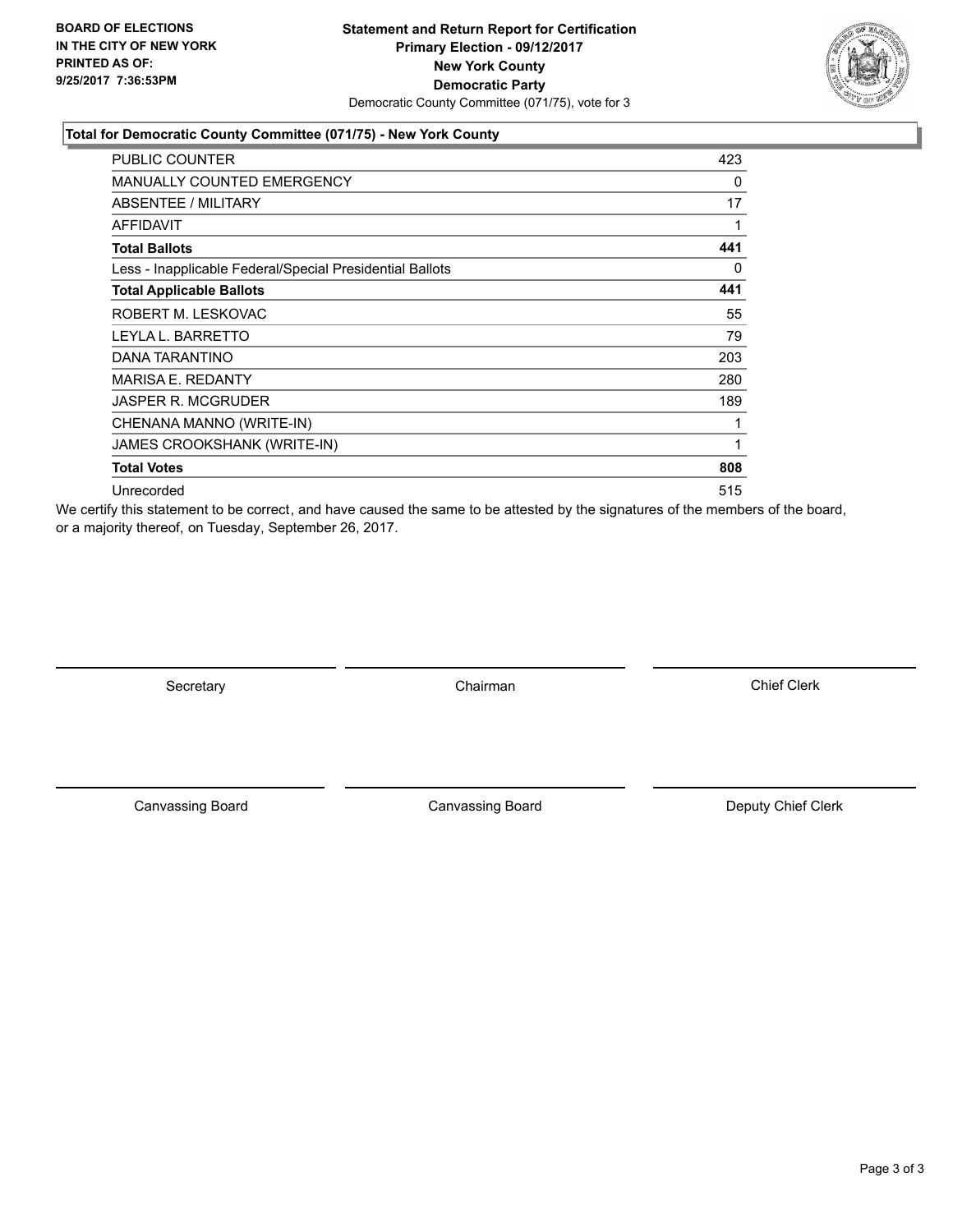**BOARD OF ELECTIONS IN THE CITY OF NEW YORK PRINTED AS OF: 9/25/2017 7:36:53PM**

**Statement and Return Report for Certification**
**Primary Election - 09/12/2017**
**New York County**
**Democratic Party**
Democratic County Committee (071/75), vote for 3

### Total for Democratic County Committee (071/75) - New York County

| | |
|---|---|
| PUBLIC COUNTER | 423 |
| MANUALLY COUNTED EMERGENCY | 0 |
| ABSENTEE / MILITARY | 17 |
| AFFIDAVIT | 1 |
| **Total Ballots** | **441** |
| Less - Inapplicable Federal/Special Presidential Ballots | 0 |
| **Total Applicable Ballots** | **441** |
| ROBERT M. LESKOVAC | 55 |
| LEYLA L. BARRETTO | 79 |
| DANA TARANTINO | 203 |
| MARISA E. REDANTY | 280 |
| JASPER R. MCGRUDER | 189 |
| CHENANA MANNO (WRITE-IN) | 1 |
| JAMES CROOKSHANK (WRITE-IN) | 1 |
| **Total Votes** | **808** |
| Unrecorded | 515 |

We certify this statement to be correct, and have caused the same to be attested by the signatures of the members of the board, or a majority thereof, on Tuesday, September 26, 2017.

Secretary

Chairman

Chief Clerk

Canvassing Board

Canvassing Board

Deputy Chief Clerk